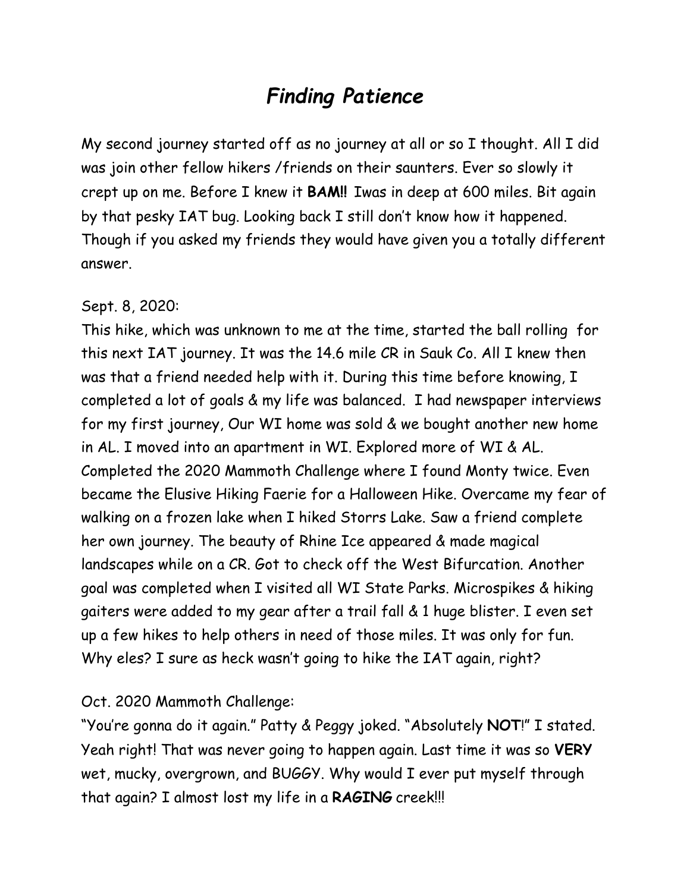# *Finding Patience*

My second journey started off as no journey at all or so I thought. All I did was join other fellow hikers /friends on their saunters. Ever so slowly it crept up on me. Before I knew it **BAM!!** Iwas in deep at 600 miles. Bit again by that pesky IAT bug. Looking back I still don't know how it happened. Though if you asked my friends they would have given you a totally different answer.

Sept. 8, 2020:
This hike, which was unknown to me at the time, started the ball rolling for this next IAT journey. It was the 14.6 mile CR in Sauk Co. All I knew then was that a friend needed help with it. During this time before knowing, I completed a lot of goals & my life was balanced. I had newspaper interviews for my first journey, Our WI home was sold & we bought another new home in AL. I moved into an apartment in WI. Explored more of WI & AL. Completed the 2020 Mammoth Challenge where I found Monty twice. Even became the Elusive Hiking Faerie for a Halloween Hike. Overcame my fear of walking on a frozen lake when I hiked Storrs Lake. Saw a friend complete her own journey. The beauty of Rhine Ice appeared & made magical landscapes while on a CR. Got to check off the West Bifurcation. Another goal was completed when I visited all WI State Parks. Microspikes & hiking gaiters were added to my gear after a trail fall & 1 huge blister. I even set up a few hikes to help others in need of those miles. It was only for fun. Why eles? I sure as heck wasn't going to hike the IAT again, right?

Oct. 2020 Mammoth Challenge:
"You're gonna do it again." Patty & Peggy joked. "Absolutely **NOT**!" I stated. Yeah right! That was never going to happen again. Last time it was so **VERY** wet, mucky, overgrown, and BUGGY. Why would I ever put myself through that again? I almost lost my life in a **RAGING** creek!!!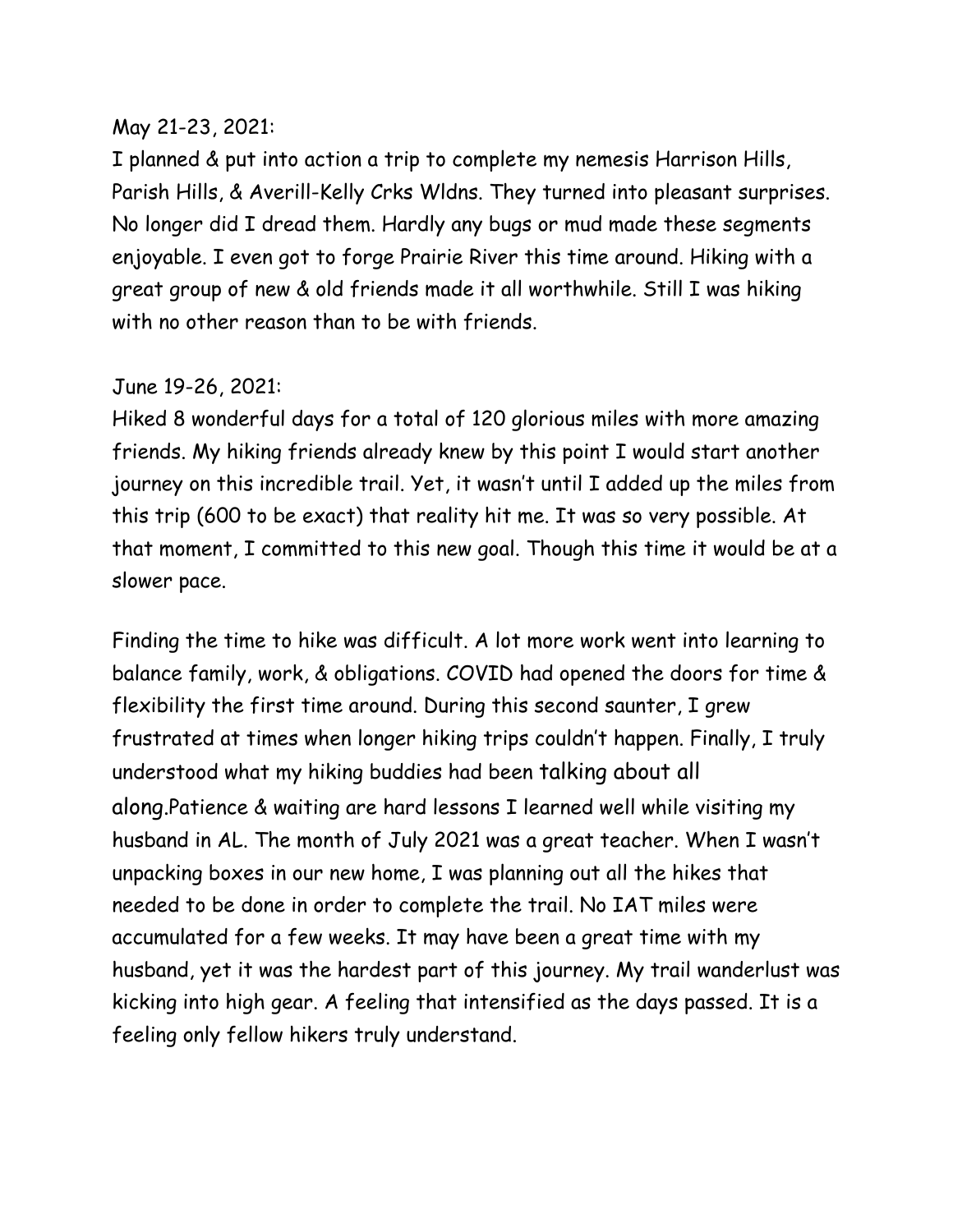May 21-23, 2021:

I planned & put into action a trip to complete my nemesis Harrison Hills, Parish Hills, & Averill-Kelly Crks Wldns. They turned into pleasant surprises. No longer did I dread them. Hardly any bugs or mud made these segments enjoyable. I even got to forge Prairie River this time around. Hiking with a great group of new & old friends made it all worthwhile. Still I was hiking with no other reason than to be with friends.

June 19-26, 2021:

Hiked 8 wonderful days for a total of 120 glorious miles with more amazing friends. My hiking friends already knew by this point I would start another journey on this incredible trail. Yet, it wasn't until I added up the miles from this trip (600 to be exact) that reality hit me. It was so very possible. At that moment, I committed to this new goal. Though this time it would be at a slower pace.

Finding the time to hike was difficult. A lot more work went into learning to balance family, work, & obligations. COVID had opened the doors for time & flexibility the first time around. During this second saunter, I grew frustrated at times when longer hiking trips couldn't happen. Finally, I truly understood what my hiking buddies had been talking about all along.Patience & waiting are hard lessons I learned well while visiting my husband in AL. The month of July 2021 was a great teacher. When I wasn't unpacking boxes in our new home, I was planning out all the hikes that needed to be done in order to complete the trail. No IAT miles were accumulated for a few weeks. It may have been a great time with my husband, yet it was the hardest part of this journey. My trail wanderlust was kicking into high gear. A feeling that intensified as the days passed. It is a feeling only fellow hikers truly understand.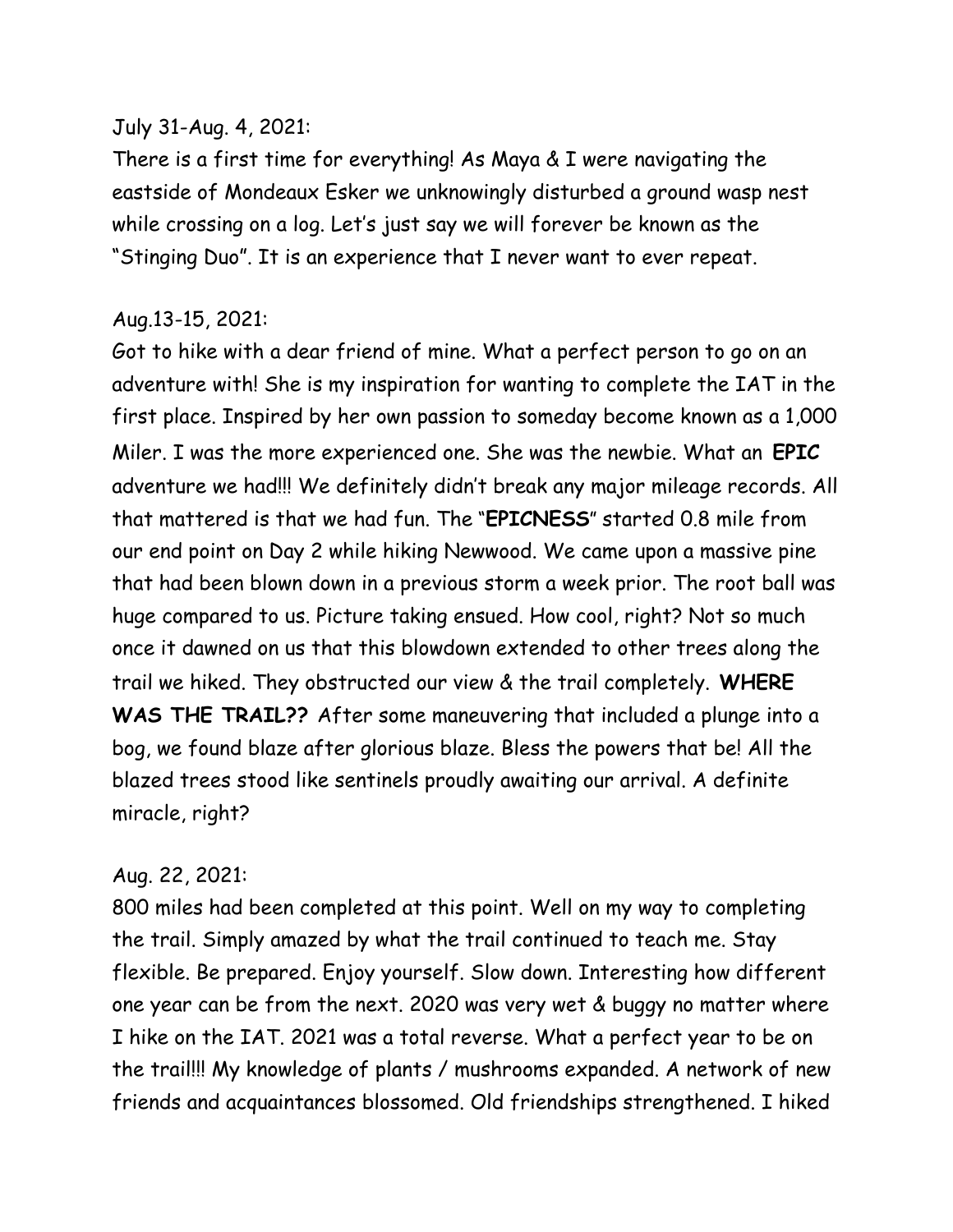July 31-Aug. 4, 2021:
There is a first time for everything! As Maya & I were navigating the eastside of Mondeaux Esker we unknowingly disturbed a ground wasp nest while crossing on a log. Let's just say we will forever be known as the "Stinging Duo". It is an experience that I never want to ever repeat.

Aug.13-15, 2021:
Got to hike with a dear friend of mine. What a perfect person to go on an adventure with! She is my inspiration for wanting to complete the IAT in the first place. Inspired by her own passion to someday become known as a 1,000 Miler. I was the more experienced one. She was the newbie. What an **EPIC** adventure we had!!! We definitely didn't break any major mileage records. All that mattered is that we had fun. The "**EPICNESS**" started 0.8 mile from our end point on Day 2 while hiking Newwood. We came upon a massive pine that had been blown down in a previous storm a week prior. The root ball was huge compared to us. Picture taking ensued. How cool, right? Not so much once it dawned on us that this blowdown extended to other trees along the trail we hiked. They obstructed our view & the trail completely. **WHERE WAS THE TRAIL??** After some maneuvering that included a plunge into a bog, we found blaze after glorious blaze. Bless the powers that be! All the blazed trees stood like sentinels proudly awaiting our arrival. A definite miracle, right?

Aug. 22, 2021:
800 miles had been completed at this point. Well on my way to completing the trail. Simply amazed by what the trail continued to teach me. Stay flexible. Be prepared. Enjoy yourself. Slow down. Interesting how different one year can be from the next. 2020 was very wet & buggy no matter where I hike on the IAT. 2021 was a total reverse. What a perfect year to be on the trail!!! My knowledge of plants / mushrooms expanded. A network of new friends and acquaintances blossomed. Old friendships strengthened. I hiked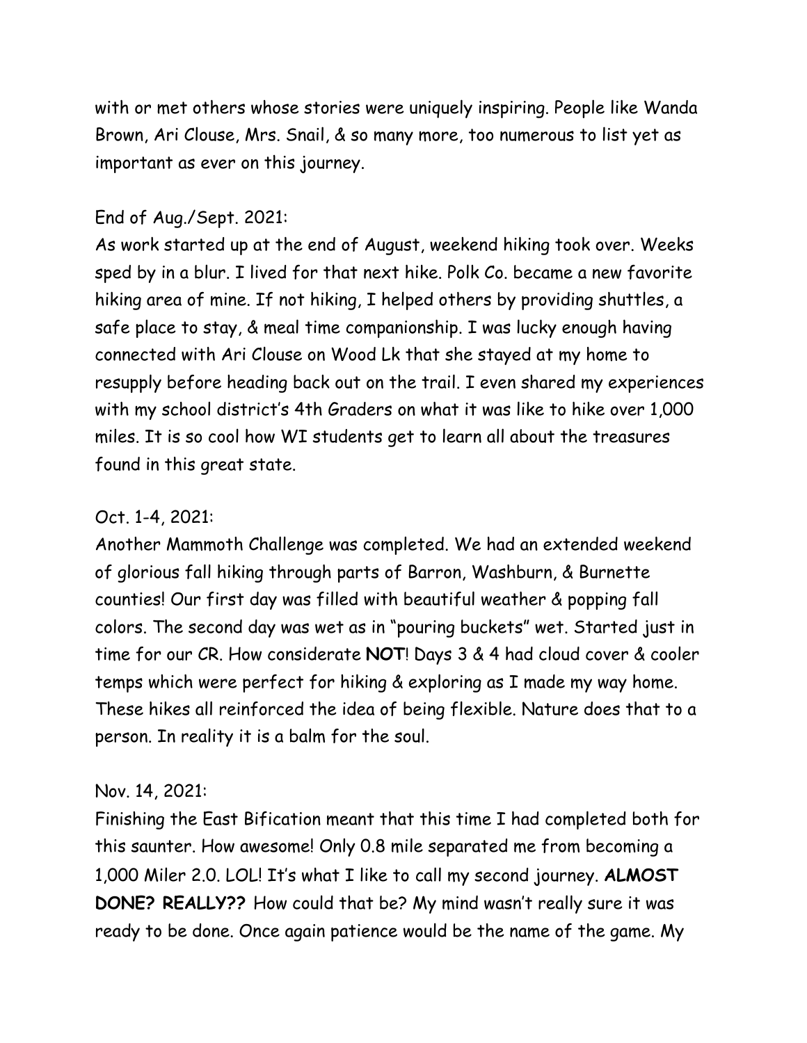with or met others whose stories were uniquely inspiring. People like Wanda Brown, Ari Clouse, Mrs. Snail, & so many more, too numerous to list yet as important as ever on this journey.

End of Aug./Sept. 2021:
As work started up at the end of August, weekend hiking took over. Weeks sped by in a blur. I lived for that next hike. Polk Co. became a new favorite hiking area of mine. If not hiking, I helped others by providing shuttles, a safe place to stay, & meal time companionship. I was lucky enough having connected with Ari Clouse on Wood Lk that she stayed at my home to resupply before heading back out on the trail. I even shared my experiences with my school district's 4th Graders on what it was like to hike over 1,000 miles. It is so cool how WI students get to learn all about the treasures found in this great state.

Oct. 1-4, 2021:
Another Mammoth Challenge was completed. We had an extended weekend of glorious fall hiking through parts of Barron, Washburn, & Burnette counties! Our first day was filled with beautiful weather & popping fall colors. The second day was wet as in "pouring buckets" wet. Started just in time for our CR. How considerate **NOT**! Days 3 & 4 had cloud cover & cooler temps which were perfect for hiking & exploring as I made my way home. These hikes all reinforced the idea of being flexible. Nature does that to a person. In reality it is a balm for the soul.

Nov. 14, 2021:
Finishing the East Bification meant that this time I had completed both for this saunter. How awesome! Only 0.8 mile separated me from becoming a 1,000 Miler 2.0. LOL! It's what I like to call my second journey. **ALMOST DONE? REALLY??** How could that be? My mind wasn't really sure it was ready to be done. Once again patience would be the name of the game. My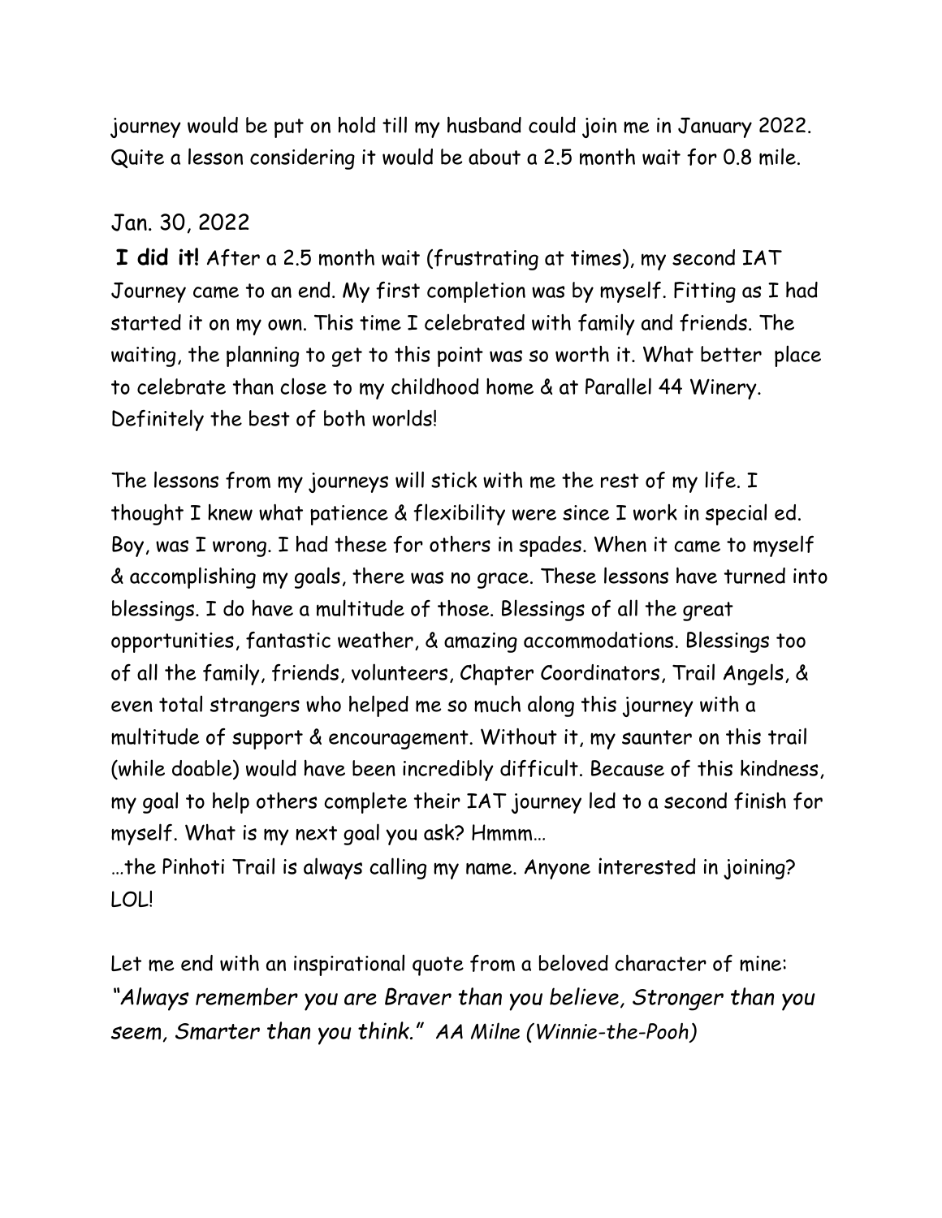journey would be put on hold till my husband could join me in January 2022. Quite a lesson considering it would be about a 2.5 month wait for 0.8 mile.

Jan. 30, 2022

**I did it!** After a 2.5 month wait (frustrating at times), my second IAT Journey came to an end. My first completion was by myself. Fitting as I had started it on my own. This time I celebrated with family and friends. The waiting, the planning to get to this point was so worth it. What better place to celebrate than close to my childhood home & at Parallel 44 Winery. Definitely the best of both worlds!

The lessons from my journeys will stick with me the rest of my life. I thought I knew what patience & flexibility were since I work in special ed. Boy, was I wrong. I had these for others in spades. When it came to myself & accomplishing my goals, there was no grace. These lessons have turned into blessings. I do have a multitude of those. Blessings of all the great opportunities, fantastic weather, & amazing accommodations. Blessings too of all the family, friends, volunteers, Chapter Coordinators, Trail Angels, & even total strangers who helped me so much along this journey with a multitude of support & encouragement. Without it, my saunter on this trail (while doable) would have been incredibly difficult. Because of this kindness, my goal to help others complete their IAT journey led to a second finish for myself. What is my next goal you ask? Hmmm…

…the Pinhoti Trail is always calling my name. Anyone interested in joining? LOL!

Let me end with an inspirational quote from a beloved character of mine:
*"Always remember you are Braver than you believe, Stronger than you seem, Smarter than you think." AA Milne (Winnie-the-Pooh)*